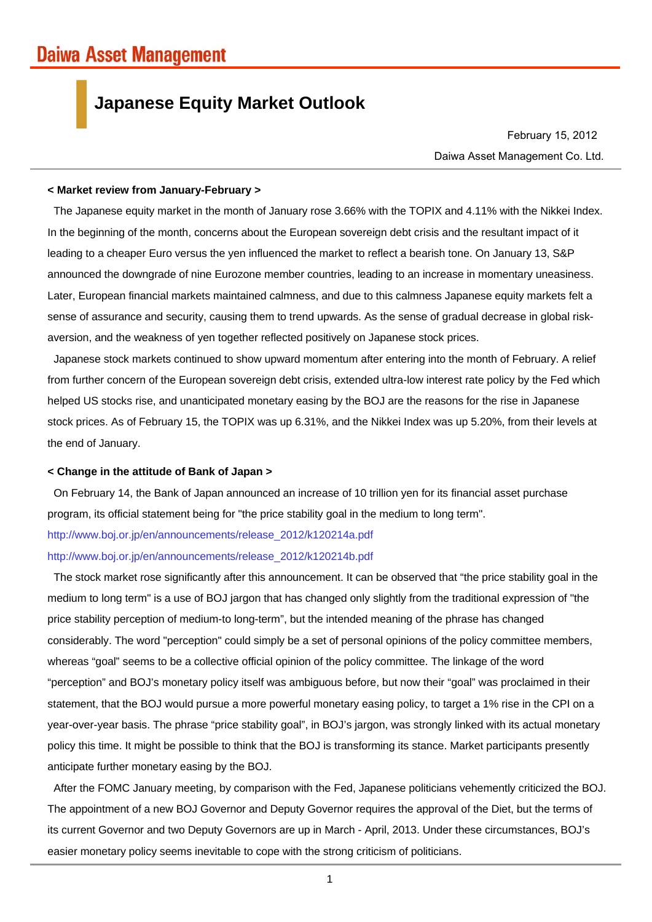Daiwa Asset Management

# Japanese Equity Market Outlook

February 15, 2012

Daiwa Asset Management Co. Ltd.

**< Market review from January-February >**

The Japanese equity market in the month of January rose 3.66% with the TOPIX and 4.11% with the Nikkei Index. In the beginning of the month, concerns about the European sovereign debt crisis and the resultant impact of it leading to a cheaper Euro versus the yen influenced the market to reflect a bearish tone. On January 13, S&P announced the downgrade of nine Eurozone member countries, leading to an increase in momentary uneasiness. Later, European financial markets maintained calmness, and due to this calmness Japanese equity markets felt a sense of assurance and security, causing them to trend upwards. As the sense of gradual decrease in global risk-aversion, and the weakness of yen together reflected positively on Japanese stock prices.

Japanese stock markets continued to show upward momentum after entering into the month of February. A relief from further concern of the European sovereign debt crisis, extended ultra-low interest rate policy by the Fed which helped US stocks rise, and unanticipated monetary easing by the BOJ are the reasons for the rise in Japanese stock prices. As of February 15, the TOPIX was up 6.31%, and the Nikkei Index was up 5.20%, from their levels at the end of January.

**< Change in the attitude of Bank of Japan >**

On February 14, the Bank of Japan announced an increase of 10 trillion yen for its financial asset purchase program, its official statement being for "the price stability goal in the medium to long term".

http://www.boj.or.jp/en/announcements/release_2012/k120214a.pdf

http://www.boj.or.jp/en/announcements/release_2012/k120214b.pdf

The stock market rose significantly after this announcement. It can be observed that "the price stability goal in the medium to long term" is a use of BOJ jargon that has changed only slightly from the traditional expression of "the price stability perception of medium-to long-term", but the intended meaning of the phrase has changed considerably. The word "perception" could simply be a set of personal opinions of the policy committee members, whereas "goal" seems to be a collective official opinion of the policy committee. The linkage of the word "perception" and BOJ's monetary policy itself was ambiguous before, but now their "goal" was proclaimed in their statement, that the BOJ would pursue a more powerful monetary easing policy, to target a 1% rise in the CPI on a year-over-year basis. The phrase "price stability goal", in BOJ's jargon, was strongly linked with its actual monetary policy this time. It might be possible to think that the BOJ is transforming its stance. Market participants presently anticipate further monetary easing by the BOJ.

After the FOMC January meeting, by comparison with the Fed, Japanese politicians vehemently criticized the BOJ. The appointment of a new BOJ Governor and Deputy Governor requires the approval of the Diet, but the terms of its current Governor and two Deputy Governors are up in March - April, 2013. Under these circumstances, BOJ's easier monetary policy seems inevitable to cope with the strong criticism of politicians.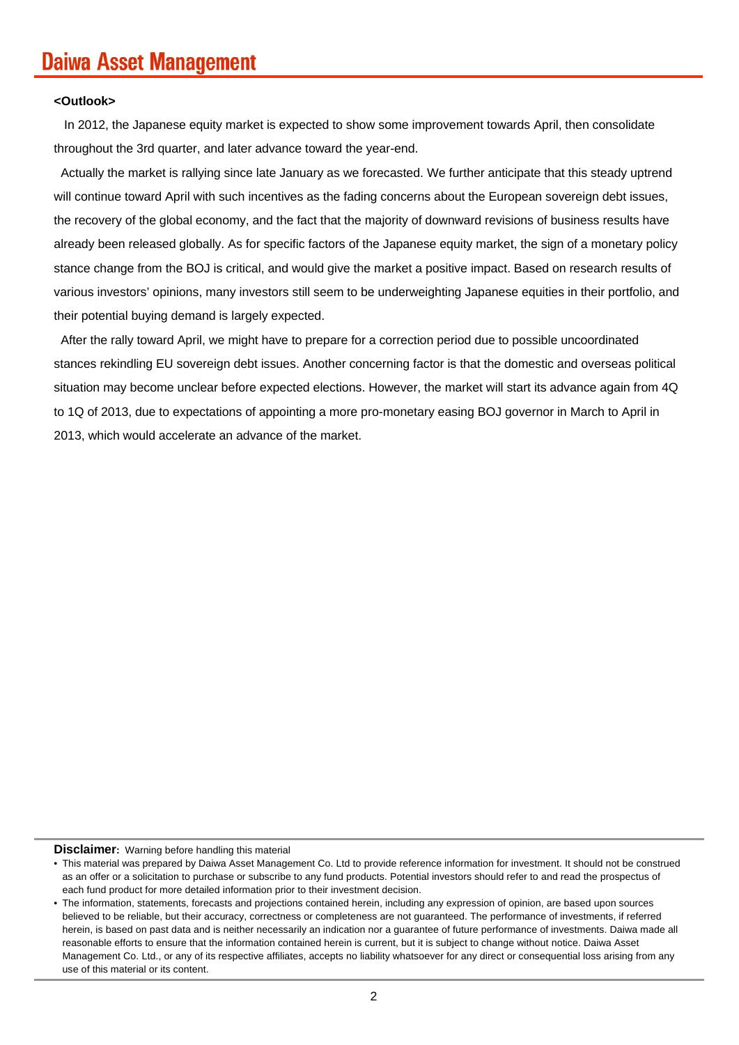**<Outlook>**

In 2012, the Japanese equity market is expected to show some improvement towards April, then consolidate throughout the 3rd quarter, and later advance toward the year-end.

Actually the market is rallying since late January as we forecasted. We further anticipate that this steady uptrend will continue toward April with such incentives as the fading concerns about the European sovereign debt issues, the recovery of the global economy, and the fact that the majority of downward revisions of business results have already been released globally. As for specific factors of the Japanese equity market, the sign of a monetary policy stance change from the BOJ is critical, and would give the market a positive impact. Based on research results of various investors' opinions, many investors still seem to be underweighting Japanese equities in their portfolio, and their potential buying demand is largely expected.

After the rally toward April, we might have to prepare for a correction period due to possible uncoordinated stances rekindling EU sovereign debt issues. Another concerning factor is that the domestic and overseas political situation may become unclear before expected elections. However, the market will start its advance again from 4Q to 1Q of 2013, due to expectations of appointing a more pro-monetary easing BOJ governor in March to April in 2013, which would accelerate an advance of the market.

**Disclaimer:** Warning before handling this material

- This material was prepared by Daiwa Asset Management Co. Ltd to provide reference information for investment. It should not be construed as an offer or a solicitation to purchase or subscribe to any fund products. Potential investors should refer to and read the prospectus of each fund product for more detailed information prior to their investment decision.
- The information, statements, forecasts and projections contained herein, including any expression of opinion, are based upon sources believed to be reliable, but their accuracy, correctness or completeness are not guaranteed. The performance of investments, if referred herein, is based on past data and is neither necessarily an indication nor a guarantee of future performance of investments. Daiwa made all reasonable efforts to ensure that the information contained herein is current, but it is subject to change without notice. Daiwa Asset Management Co. Ltd., or any of its respective affiliates, accepts no liability whatsoever for any direct or consequential loss arising from any use of this material or its content.